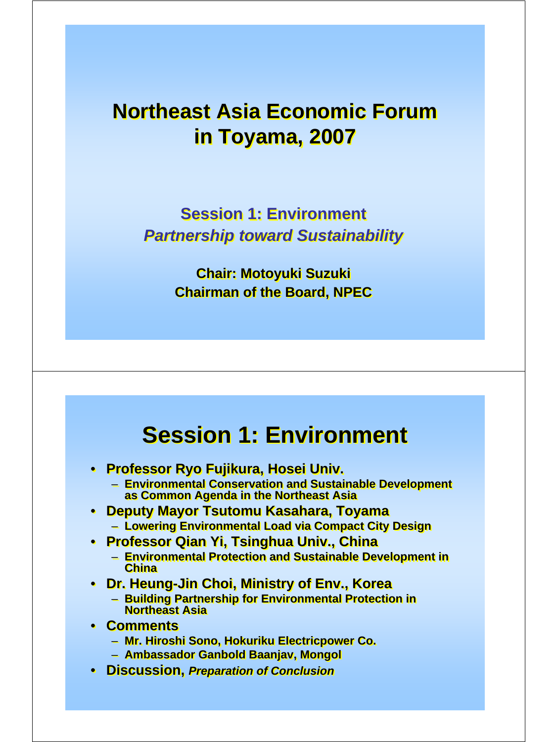# Northeast Asia Economic Forum in Toyama, 2007

**Session 1: Environment**

***Partnership toward Sustainability***

**Chair: Motoyuki Suzuki**
**Chairman of the Board, NPEC**

---

# Session 1: Environment

- **Professor Ryo Fujikura, Hosei Univ.**
  - **Environmental Conservation and Sustainable Development as Common Agenda in the Northeast Asia**
- **Deputy Mayor Tsutomu Kasahara, Toyama**
  - **Lowering Environmental Load via Compact City Design**
- **Professor Qian Yi, Tsinghua Univ., China**
  - **Environmental Protection and Sustainable Development in China**
- **Dr. Heung-Jin Choi, Ministry of Env., Korea**
  - **Building Partnership for Environmental Protection in Northeast Asia**
- **Comments**
  - **Mr. Hiroshi Sono, Hokuriku Electricpower Co.**
  - **Ambassador Ganbold Baanjav, Mongol**
- **Discussion,** ***Preparation of Conclusion***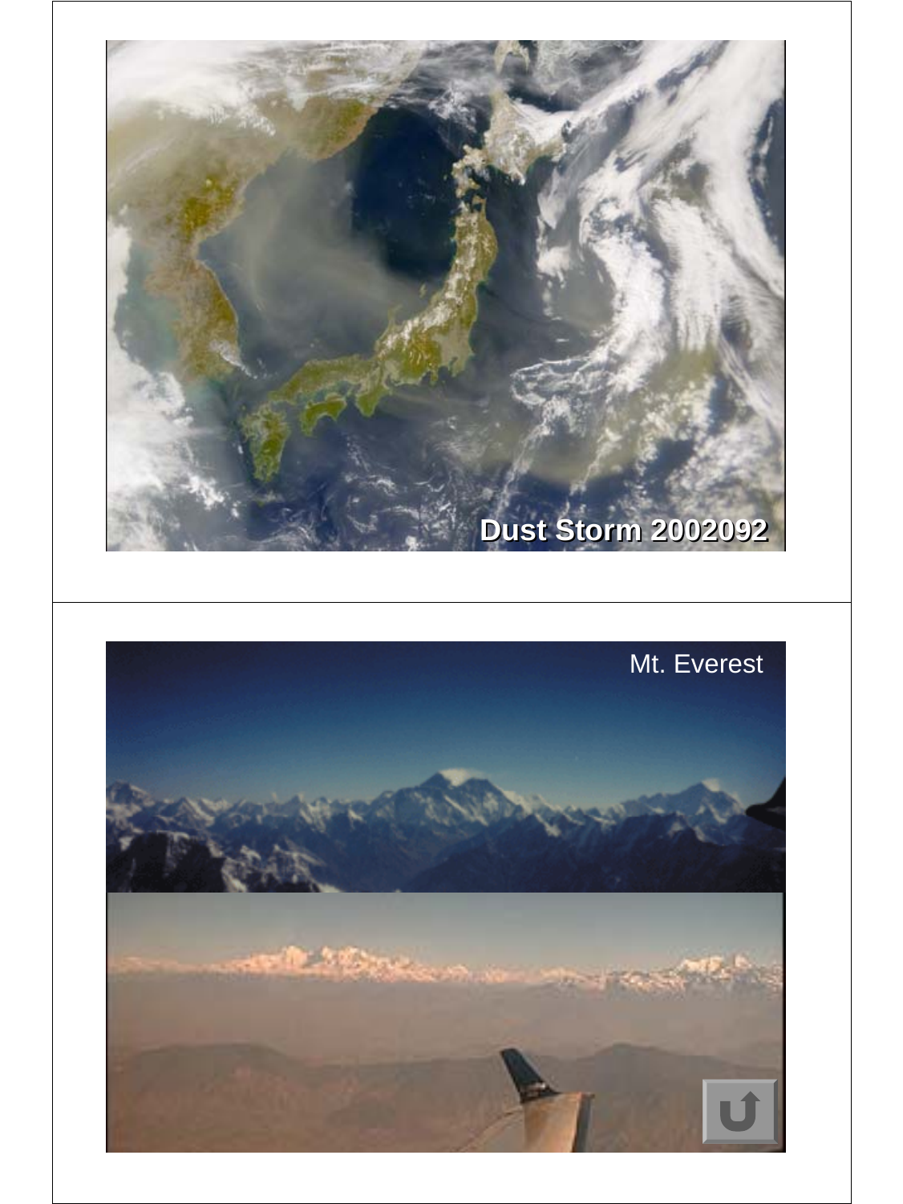Dust Storm 2002092

Mt. Everest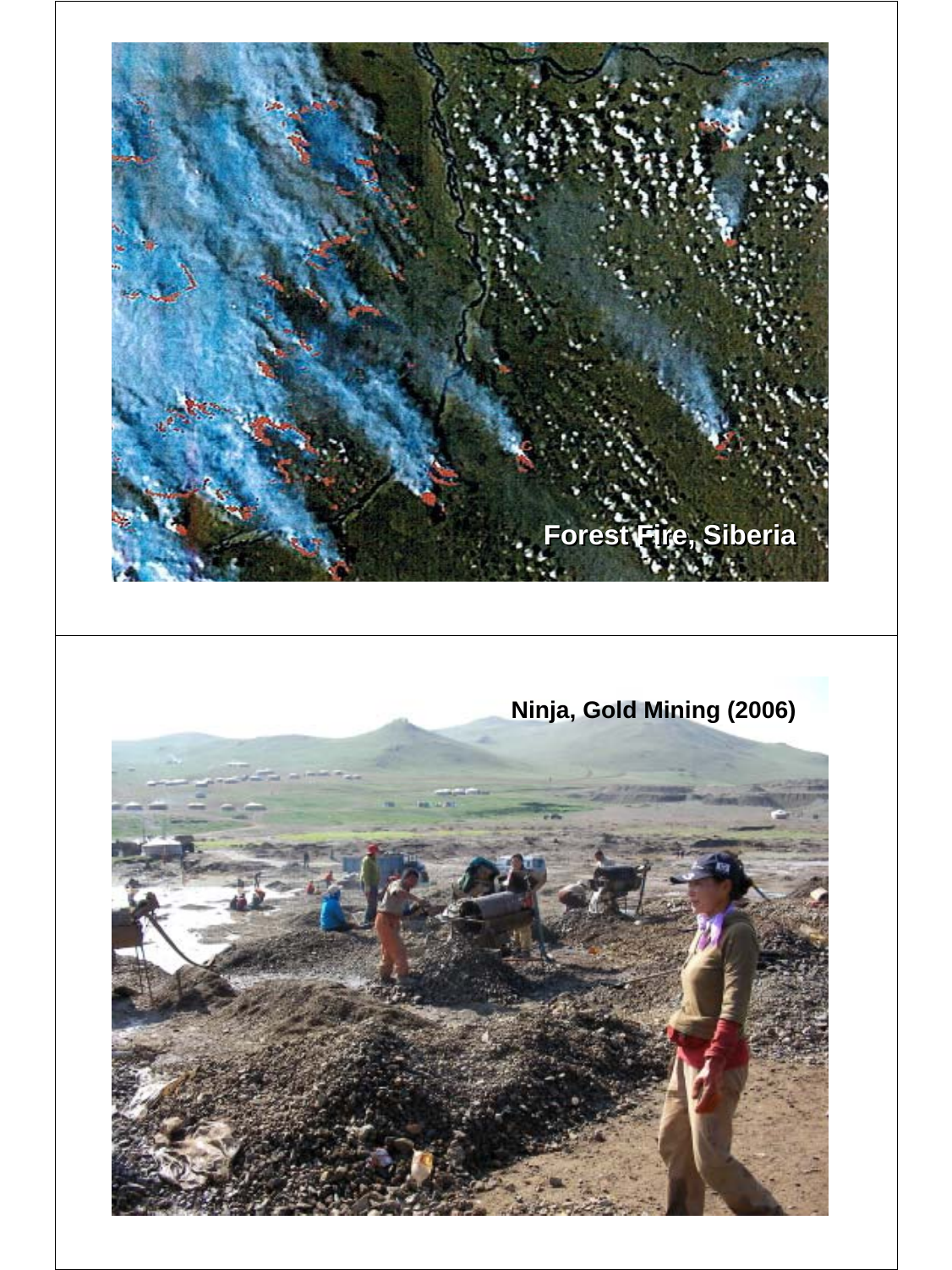Forest Fire, Siberia

Ninja, Gold Mining (2006)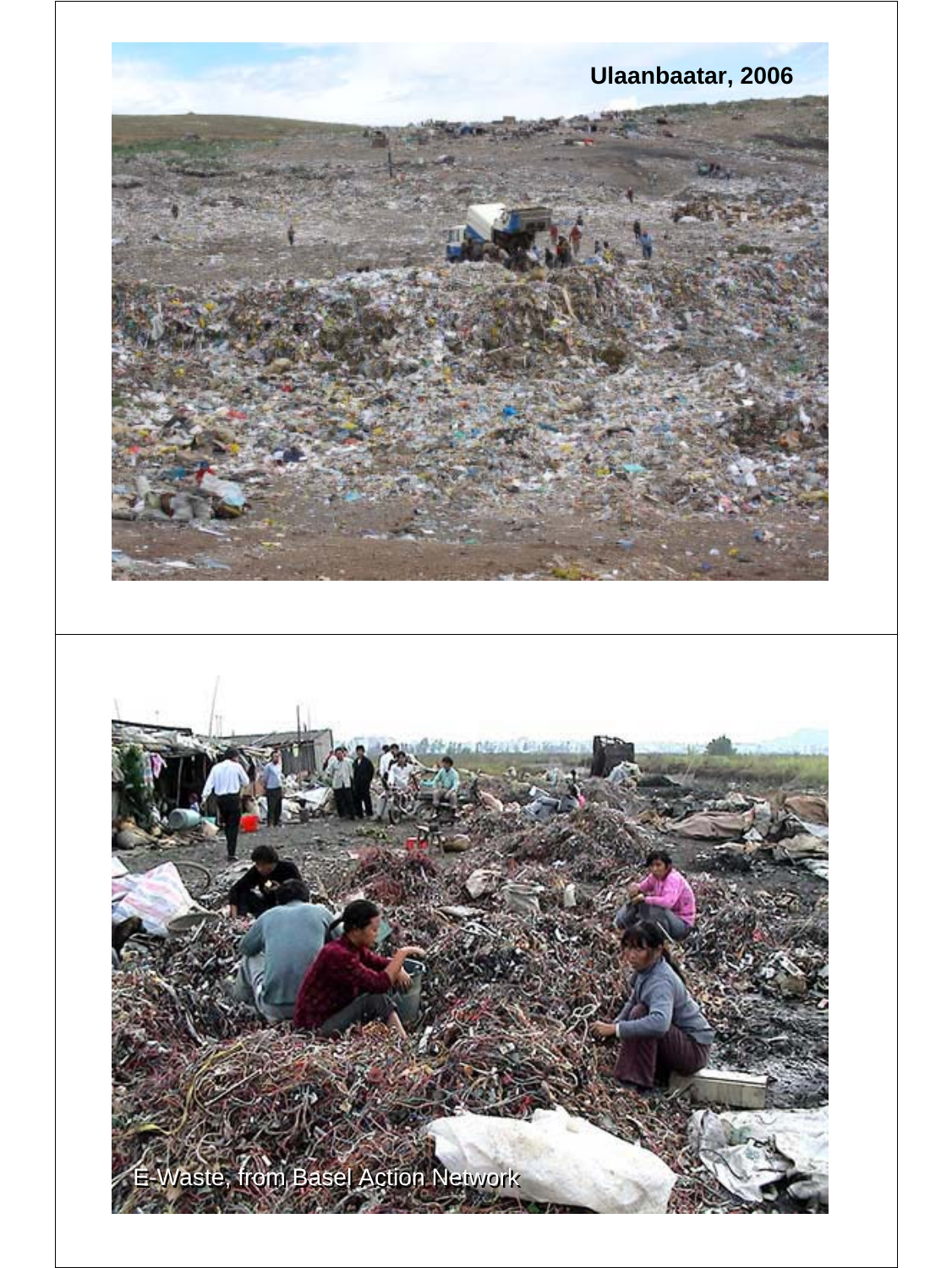Ulaanbaatar, 2006

E-Waste, from Basel Action Network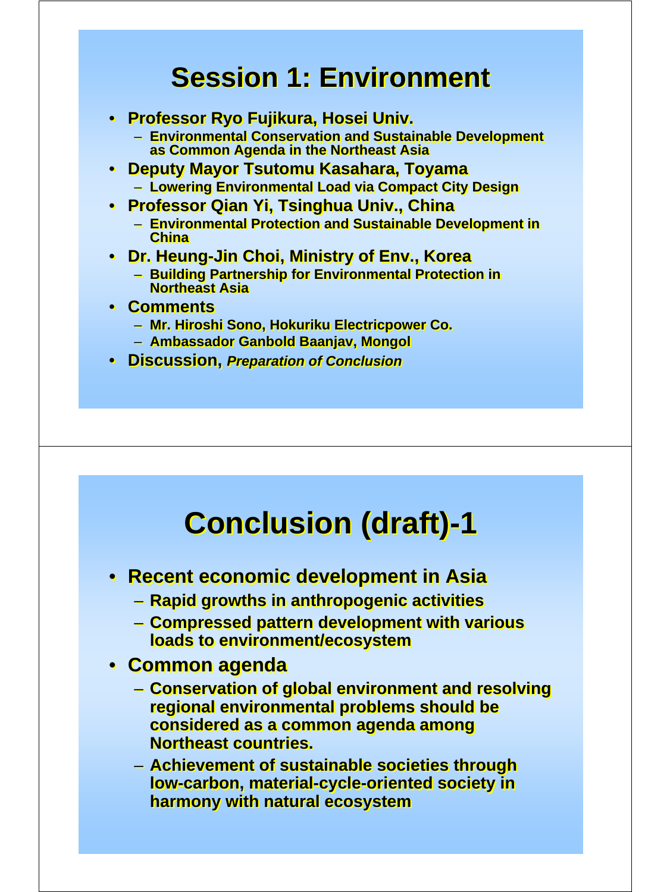# Session 1: Environment

- Professor Ryo Fujikura, Hosei Univ.
  - Environmental Conservation and Sustainable Development as Common Agenda in the Northeast Asia
- Deputy Mayor Tsutomu Kasahara, Toyama
  - Lowering Environmental Load via Compact City Design
- Professor Qian Yi, Tsinghua Univ., China
  - Environmental Protection and Sustainable Development in China
- Dr. Heung-Jin Choi, Ministry of Env., Korea
  - Building Partnership for Environmental Protection in Northeast Asia
- Comments
  - Mr. Hiroshi Sono, Hokuriku Electricpower Co.
  - Ambassador Ganbold Baanjav, Mongol
- Discussion, *Preparation of Conclusion*

# Conclusion (draft)-1

- Recent economic development in Asia
  - Rapid growths in anthropogenic activities
  - Compressed pattern development with various loads to environment/ecosystem
- Common agenda
  - Conservation of global environment and resolving regional environmental problems should be considered as a common agenda among Northeast countries.
  - Achievement of sustainable societies through low-carbon, material-cycle-oriented society in harmony with natural ecosystem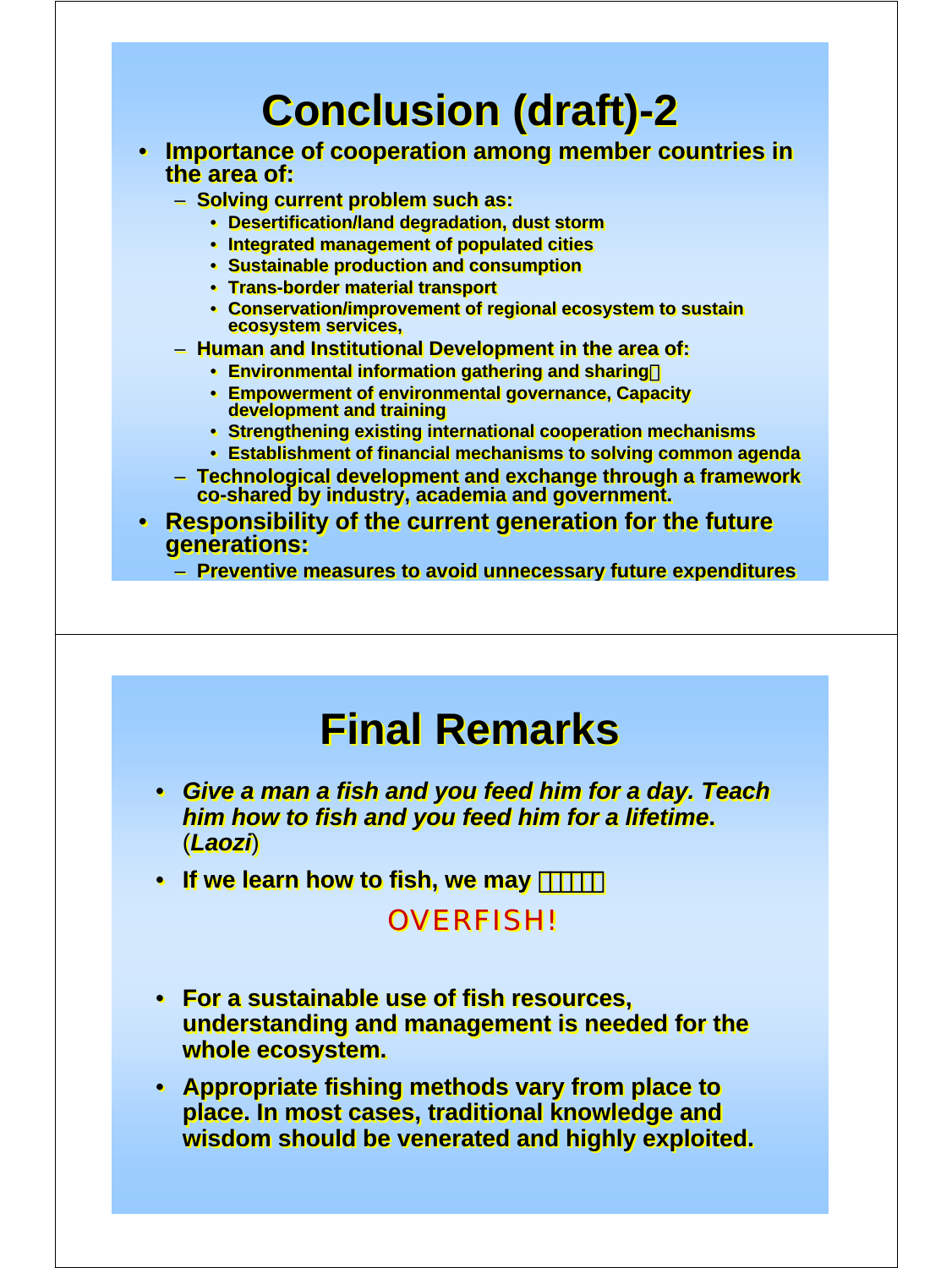# Conclusion (draft)-2

- **Importance of cooperation among member countries in the area of:**
  - **Solving current problem such as:**
    - **Desertification/land degradation, dust storm**
    - **Integrated management of populated cities**
    - **Sustainable production and consumption**
    - **Trans-border material transport**
    - **Conservation/improvement of regional ecosystem to sustain ecosystem services,**
  - **Human and Institutional Development in the area of:**
    - **Environmental information gathering and sharing**
    - **Empowerment of environmental governance, Capacity development and training**
    - **Strengthening existing international cooperation mechanisms**
    - **Establishment of financial mechanisms to solving common agenda**
  - **Technological development and exchange through a framework co-shared by industry, academia and government.**
- **Responsibility of the current generation for the future generations:**
  - **Preventive measures to avoid unnecessary future expenditures**

# Final Remarks

- ***Give a man a fish and you feed him for a day. Teach him how to fish and you feed him for a lifetime.*** **(*Laozi*)**
- **If we learn how to fish, we may**

OVERFISH!

- **For a sustainable use of fish resources, understanding and management is needed for the whole ecosystem.**
- **Appropriate fishing methods vary from place to place. In most cases, traditional knowledge and wisdom should be venerated and highly exploited.**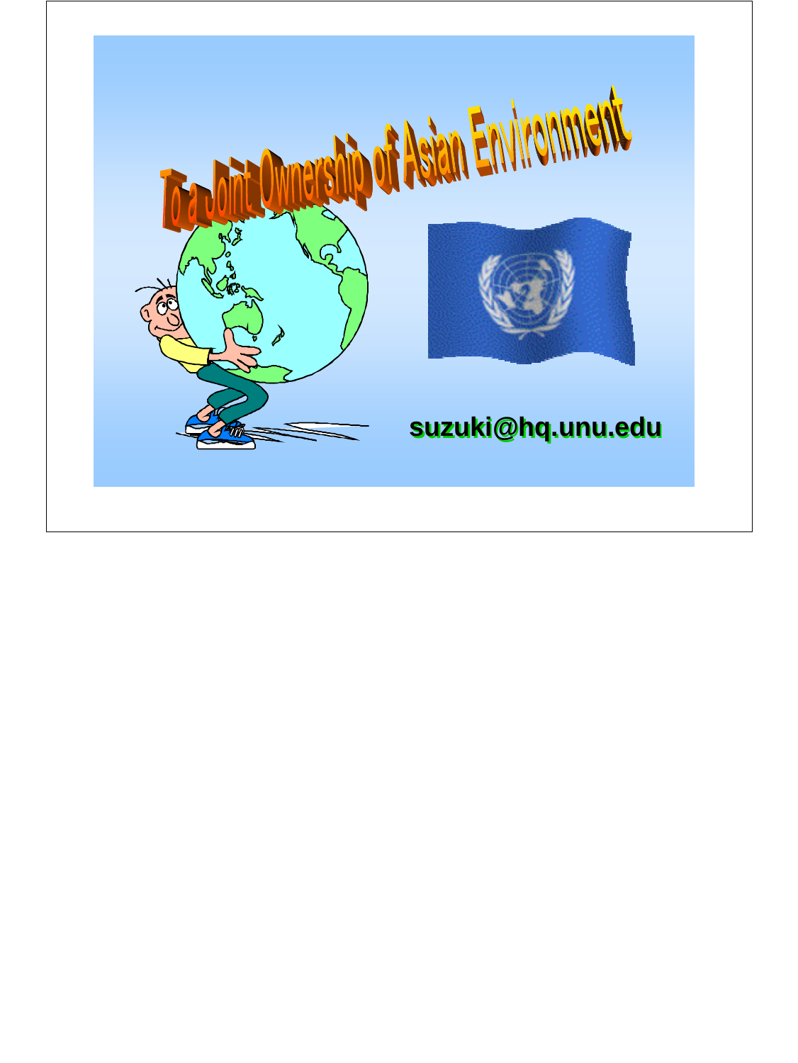# To a Joint Ownership of Asian Environment

suzuki@hq.unu.edu